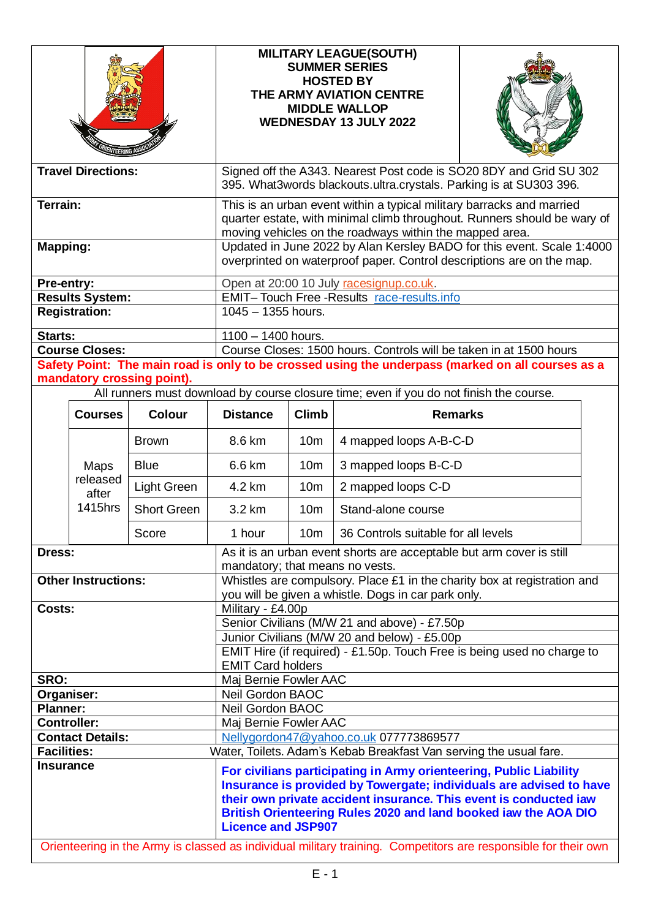# MILITARY LEAGUE(SOUTH) SUMMER SERIES HOSTED BY THE ARMY AVIATION CENTRE MIDDLE WALLOP WEDNESDAY 13 JULY 2022

| | |
|---|---|
| **Travel Directions:** | Signed off the A343. Nearest Post code is SO20 8DY and Grid SU 302 395. What3words blackouts.ultra.crystals. Parking is at SU303 396. |
| **Terrain:** | This is an urban event within a typical military barracks and married quarter estate, with minimal climb throughout. Runners should be wary of moving vehicles on the roadways within the mapped area. |
| **Mapping:** | Updated in June 2022 by Alan Kersley BADO for this event. Scale 1:4000 overprinted on waterproof paper. Control descriptions are on the map. |
| **Pre-entry:** | Open at 20:00 10 July racesignup.co.uk. |
| **Results System:** | EMIT– Touch Free -Results race-results.info |
| **Registration:** | 1045 – 1355 hours. |
| **Starts:** | 1100 – 1400 hours. |
| **Course Closes:** | Course Closes: 1500 hours. Controls will be taken in at 1500 hours |

**Safety Point: The main road is only to be crossed using the underpass (marked on all courses as a mandatory crossing point).**

All runners must download by course closure time; even if you do not finish the course.

| Courses | Colour | Distance | Climb | Remarks |
|---|---|---|---|---|
| Maps released after 1415hrs | Brown | 8.6 km | 10m | 4 mapped loops A-B-C-D |
| | Blue | 6.6 km | 10m | 3 mapped loops B-C-D |
| | Light Green | 4.2 km | 10m | 2 mapped loops C-D |
| | Short Green | 3.2 km | 10m | Stand-alone course |
| | Score | 1 hour | 10m | 36 Controls suitable for all levels |

| | |
|---|---|
| **Dress:** | As it is an urban event shorts are acceptable but arm cover is still mandatory; that means no vests. |
| **Other Instructions:** | Whistles are compulsory. Place £1 in the charity box at registration and you will be given a whistle. Dogs in car park only. |
| **Costs:** | Military - £4.00p |
| | Senior Civilians (M/W 21 and above) - £7.50p |
| | Junior Civilians (M/W 20 and below) - £5.00p |
| | EMIT Hire (if required) - £1.50p. Touch Free is being used no charge to EMIT Card holders |
| **SRO:** | Maj Bernie Fowler AAC |
| **Organiser:** | Neil Gordon BAOC |
| **Planner:** | Neil Gordon BAOC |
| **Controller:** | Maj Bernie Fowler AAC |
| **Contact Details:** | Nellygordon47@yahoo.co.uk 077773869577 |
| **Facilities:** | Water, Toilets. Adam's Kebab Breakfast Van serving the usual fare. |
| **Insurance** | **For civilians participating in Army orienteering, Public Liability Insurance is provided by Towergate; individuals are advised to have their own private accident insurance. This event is conducted iaw British Orienteering Rules 2020 and land booked iaw the AOA DIO Licence and JSP907** |

Orienteering in the Army is classed as individual military training. Competitors are responsible for their own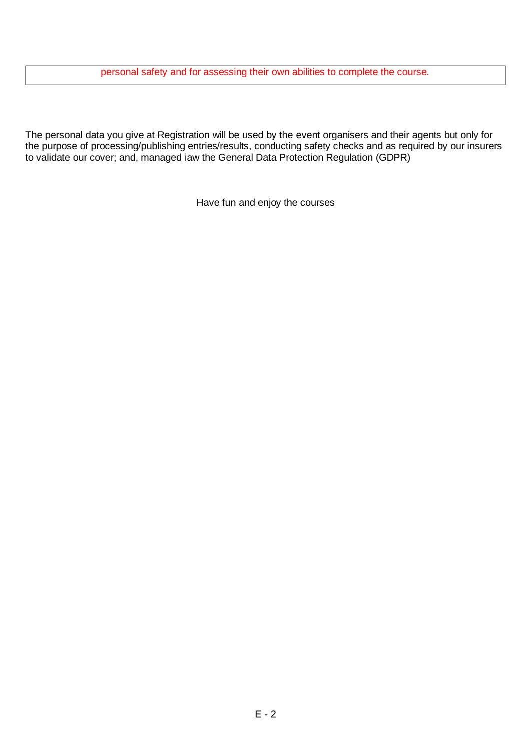personal safety and for assessing their own abilities to complete the course.

The personal data you give at Registration will be used by the event organisers and their agents but only for the purpose of processing/publishing entries/results, conducting safety checks and as required by our insurers to validate our cover; and, managed iaw the General Data Protection Regulation (GDPR)

Have fun and enjoy the courses